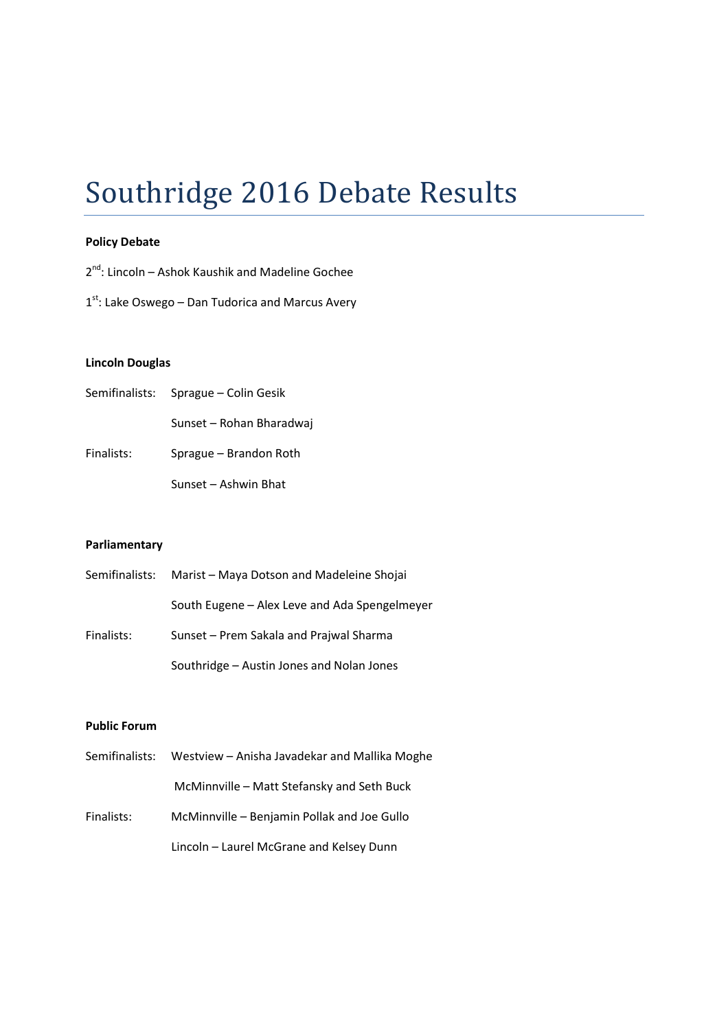# Southridge 2016 Debate Results

**Policy Debate**

2nd: Lincoln – Ashok Kaushik and Madeline Gochee

1st: Lake Oswego – Dan Tudorica and Marcus Avery

**Lincoln Douglas**

Semifinalists: Sprague – Colin Gesik

Sunset – Rohan Bharadwaj

Finalists: Sprague – Brandon Roth

Sunset – Ashwin Bhat

**Parliamentary**

Semifinalists: Marist – Maya Dotson and Madeleine Shojai

South Eugene – Alex Leve and Ada Spengelmeyer

Finalists: Sunset – Prem Sakala and Prajwal Sharma

Southridge – Austin Jones and Nolan Jones

**Public Forum**

Semifinalists: Westview – Anisha Javadekar and Mallika Moghe

McMinnville – Matt Stefansky and Seth Buck

Finalists: McMinnville – Benjamin Pollak and Joe Gullo

Lincoln – Laurel McGrane and Kelsey Dunn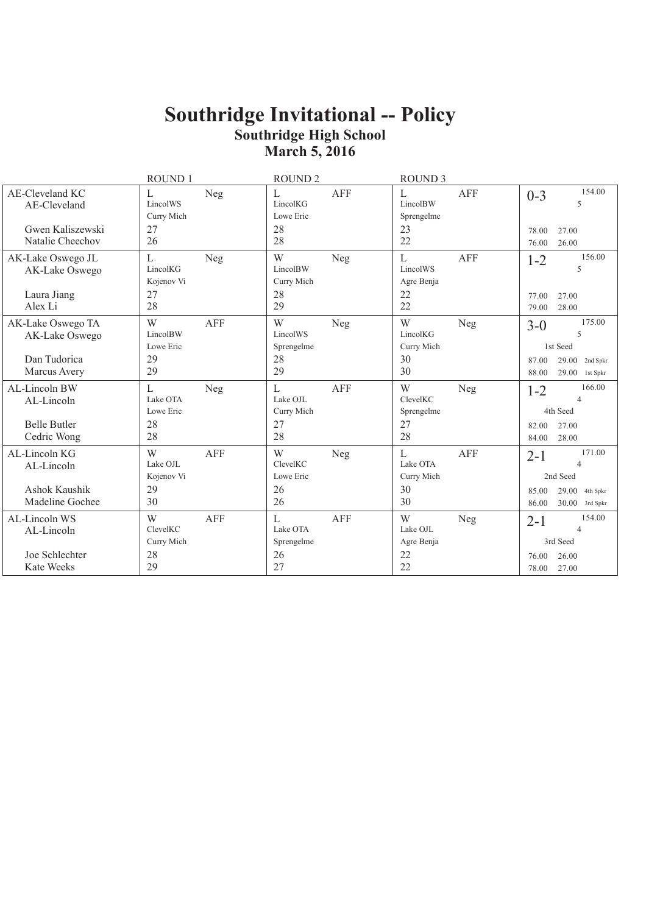# Southridge Invitational -- Policy

## Southridge High School

## March 5, 2016

| | ROUND 1 | | ROUND 2 | | ROUND 3 | | |
|---|---|---|---|---|---|---|---|
| AE-Cleveland KC<br>AE-Cleveland<br><br>Gwen Kaliszewski<br>Natalie Cheechov | L<br>LincolWS<br>Curry Mich<br>27<br>26 | Neg | L<br>LincolKG<br>Lowe Eric<br>28<br>28 | AFF | L<br>LincolBW<br>Sprengelme<br>23<br>22 | AFF | 0-3 154.00<br>5<br><br>78.00 27.00<br>76.00 26.00 |
| AK-Lake Oswego JL<br>AK-Lake Oswego<br><br>Laura Jiang<br>Alex Li | L<br>LincolKG<br>Kojenov Vi<br>27<br>28 | Neg | W<br>LincolBW<br>Curry Mich<br>28<br>29 | Neg | L<br>LincolWS<br>Agre Benja<br>22<br>22 | AFF | 1-2 156.00<br>5<br><br>77.00 27.00<br>79.00 28.00 |
| AK-Lake Oswego TA<br>AK-Lake Oswego<br><br>Dan Tudorica<br>Marcus Avery | W<br>LincolBW<br>Lowe Eric<br>29<br>29 | AFF | W<br>LincolWS<br>Sprengelme<br>28<br>29 | Neg | W<br>LincolKG<br>Curry Mich<br>30<br>30 | Neg | 3-0 175.00<br>5<br>1st Seed<br>87.00 29.00 2nd Spkr<br>88.00 29.00 1st Spkr |
| AL-Lincoln BW<br>AL-Lincoln<br><br>Belle Butler<br>Cedric Wong | L<br>Lake OTA<br>Lowe Eric<br>28<br>28 | Neg | L<br>Lake OJL<br>Curry Mich<br>27<br>28 | AFF | W<br>ClevelKC<br>Sprengelme<br>27<br>28 | Neg | 1-2 166.00<br>4<br>4th Seed<br>82.00 27.00<br>84.00 28.00 |
| AL-Lincoln KG<br>AL-Lincoln<br><br>Ashok Kaushik<br>Madeline Gochee | W<br>Lake OJL<br>Kojenov Vi<br>29<br>30 | AFF | W<br>ClevelKC<br>Lowe Eric<br>26<br>26 | Neg | L<br>Lake OTA<br>Curry Mich<br>30<br>30 | AFF | 2-1 171.00<br>4<br>2nd Seed<br>85.00 29.00 4th Spkr<br>86.00 30.00 3rd Spkr |
| AL-Lincoln WS<br>AL-Lincoln<br><br>Joe Schlechter<br>Kate Weeks | W<br>ClevelKC<br>Curry Mich<br>28<br>29 | AFF | L<br>Lake OTA<br>Sprengelme<br>26<br>27 | AFF | W<br>Lake OJL<br>Agre Benja<br>22<br>22 | Neg | 2-1 154.00<br>4<br>3rd Seed<br>76.00 26.00<br>78.00 27.00 |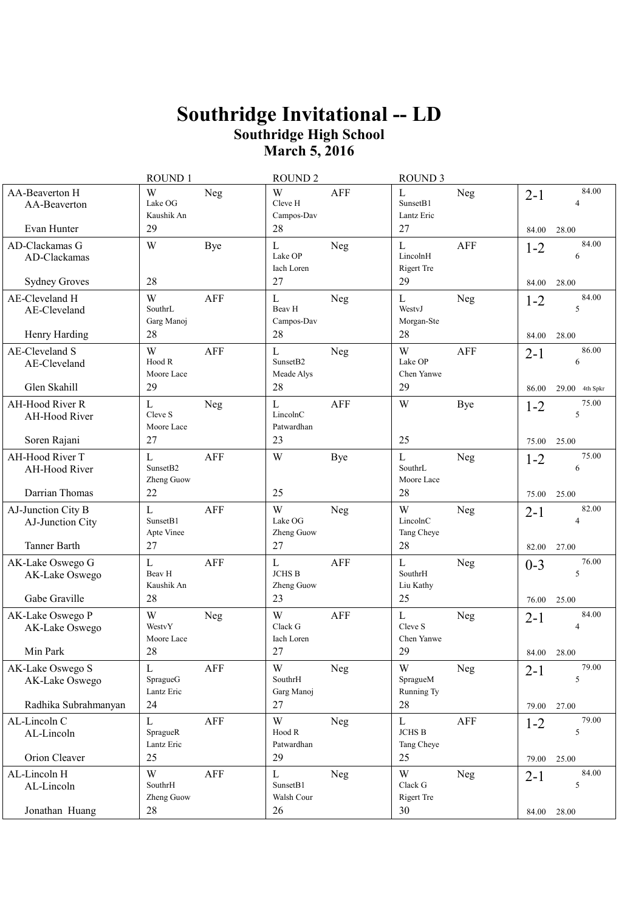# Southridge Invitational -- LD

## Southridge High School

## March 5, 2016

| | ROUND 1 | ROUND 2 | ROUND 3 | |
|---|---|---|---|---|
| AA-Beaverton H<br>AA-Beaverton<br><br>Evan Hunter | W Neg<br>Lake OG<br>Kaushik An<br>29 | W AFF<br>Cleve H<br>Campos-Dav<br>28 | L Neg<br>SunsetB1<br>Lantz Eric<br>27 | 2-1 84.00<br>4<br><br>84.00 28.00 |
| AD-Clackamas G<br>AD-Clackamas<br><br>Sydney Groves | W Bye<br><br><br>28 | L Neg<br>Lake OP<br>Iach Loren<br>27 | L AFF<br>LincolnH<br>Rigert Tre<br>29 | 1-2 84.00<br>6<br><br>84.00 28.00 |
| AE-Cleveland H<br>AE-Cleveland<br><br>Henry Harding | W AFF<br>SouthrL<br>Garg Manoj<br>28 | L Neg<br>Beav H<br>Campos-Dav<br>28 | L Neg<br>WestvJ<br>Morgan-Ste<br>28 | 1-2 84.00<br>5<br><br>84.00 28.00 |
| AE-Cleveland S<br>AE-Cleveland<br><br>Glen Skahill | W AFF<br>Hood R<br>Moore Lace<br>29 | L Neg<br>SunsetB2<br>Meade Alys<br>28 | W AFF<br>Lake OP<br>Chen Yanwe<br>29 | 2-1 86.00<br>6<br><br>86.00 29.00 4th Spkr |
| AH-Hood River R<br>AH-Hood River<br><br>Soren Rajani | L Neg<br>Cleve S<br>Moore Lace<br>27 | L AFF<br>LincolnC<br>Patwardhan<br>23 | W Bye<br><br><br>25 | 1-2 75.00<br>5<br><br>75.00 25.00 |
| AH-Hood River T<br>AH-Hood River<br><br>Darrian Thomas | L AFF<br>SunsetB2<br>Zheng Guow<br>22 | W Bye<br><br><br>25 | L Neg<br>SouthrL<br>Moore Lace<br>28 | 1-2 75.00<br>6<br><br>75.00 25.00 |
| AJ-Junction City B<br>AJ-Junction City<br><br>Tanner Barth | L AFF<br>SunsetB1<br>Apte Vinee<br>27 | W Neg<br>Lake OG<br>Zheng Guow<br>27 | W Neg<br>LincolnC<br>Tang Cheye<br>28 | 2-1 82.00<br>4<br><br>82.00 27.00 |
| AK-Lake Oswego G<br>AK-Lake Oswego<br><br>Gabe Graville | L AFF<br>Beav H<br>Kaushik An<br>28 | L AFF<br>JCHS B<br>Zheng Guow<br>23 | L Neg<br>SouthrH<br>Liu Kathy<br>25 | 0-3 76.00<br>5<br><br>76.00 25.00 |
| AK-Lake Oswego P<br>AK-Lake Oswego<br><br>Min Park | W Neg<br>WestvY<br>Moore Lace<br>28 | W AFF<br>Clack G<br>Iach Loren<br>27 | L Neg<br>Cleve S<br>Chen Yanwe<br>29 | 2-1 84.00<br>4<br><br>84.00 28.00 |
| AK-Lake Oswego S<br>AK-Lake Oswego<br><br>Radhika Subrahmanyan | L AFF<br>SpragueG<br>Lantz Eric<br>24 | W Neg<br>SouthrH<br>Garg Manoj<br>27 | W Neg<br>SpragueM<br>Running Ty<br>28 | 2-1 79.00<br>5<br><br>79.00 27.00 |
| AL-Lincoln C<br>AL-Lincoln<br><br>Orion Cleaver | L AFF<br>SpragueR<br>Lantz Eric<br>25 | W Neg<br>Hood R<br>Patwardhan<br>29 | L AFF<br>JCHS B<br>Tang Cheye<br>25 | 1-2 79.00<br>5<br><br>79.00 25.00 |
| AL-Lincoln H<br>AL-Lincoln<br><br>Jonathan Huang | W AFF<br>SouthrH<br>Zheng Guow<br>28 | L Neg<br>SunsetB1<br>Walsh Cour<br>26 | W Neg<br>Clack G<br>Rigert Tre<br>30 | 2-1 84.00<br>5<br><br>84.00 28.00 |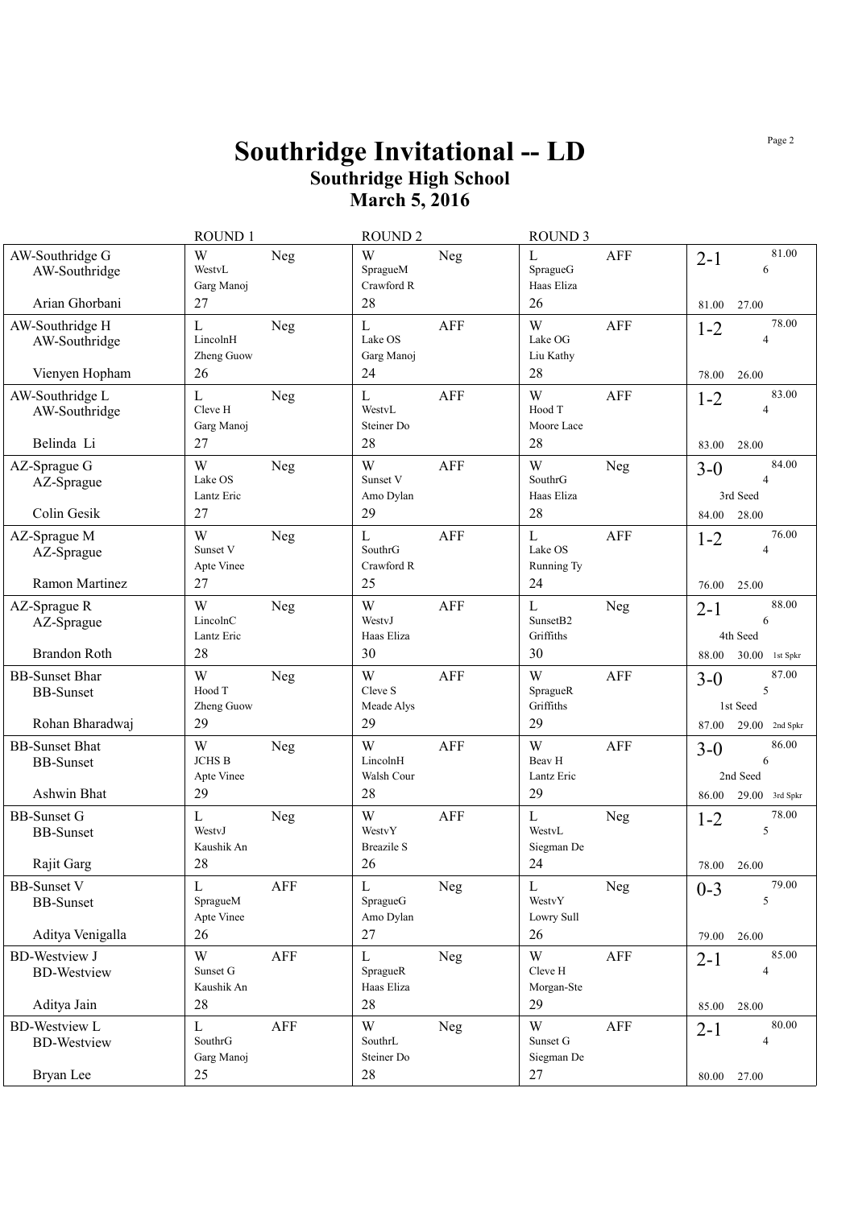# Southridge Invitational -- LD

## Southridge High School

## March 5, 2016

| | ROUND 1 | ROUND 2 | ROUND 3 | |
|---|---|---|---|---|
| AW-Southridge G<br>AW-Southridge<br><br>Arian Ghorbani | W Neg<br>WestvL<br>Garg Manoj<br>27 | W Neg<br>SpragueM<br>Crawford R<br>28 | L AFF<br>SpragueG<br>Haas Eliza<br>26 | 2-1 81.00<br>6<br><br>81.00 27.00 |
| AW-Southridge H<br>AW-Southridge<br><br>Vienyen Hopham | L Neg<br>LincolnH<br>Zheng Guow<br>26 | L AFF<br>Lake OS<br>Garg Manoj<br>24 | W AFF<br>Lake OG<br>Liu Kathy<br>28 | 1-2 78.00<br>4<br><br>78.00 26.00 |
| AW-Southridge L<br>AW-Southridge<br><br>Belinda Li | L Neg<br>Cleve H<br>Garg Manoj<br>27 | L AFF<br>WestvL<br>Steiner Do<br>28 | W AFF<br>Hood T<br>Moore Lace<br>28 | 1-2 83.00<br>4<br><br>83.00 28.00 |
| AZ-Sprague G<br>AZ-Sprague<br><br>Colin Gesik | W Neg<br>Lake OS<br>Lantz Eric<br>27 | W AFF<br>Sunset V<br>Amo Dylan<br>29 | W Neg<br>SouthrG<br>Haas Eliza<br>28 | 3-0 84.00<br>4<br>3rd Seed<br>84.00 28.00 |
| AZ-Sprague M<br>AZ-Sprague<br><br>Ramon Martinez | W Neg<br>Sunset V<br>Apte Vinee<br>27 | L AFF<br>SouthrG<br>Crawford R<br>25 | L AFF<br>Lake OS<br>Running Ty<br>24 | 1-2 76.00<br>4<br><br>76.00 25.00 |
| AZ-Sprague R<br>AZ-Sprague<br><br>Brandon Roth | W Neg<br>LincolnC<br>Lantz Eric<br>28 | W AFF<br>WestvJ<br>Haas Eliza<br>30 | L Neg<br>SunsetB2<br>Griffiths<br>30 | 2-1 88.00<br>6<br>4th Seed<br>88.00 30.00 1st Spkr |
| BB-Sunset Bhar<br>BB-Sunset<br><br>Rohan Bharadwaj | W Neg<br>Hood T<br>Zheng Guow<br>29 | W AFF<br>Cleve S<br>Meade Alys<br>29 | W AFF<br>SpragueR<br>Griffiths<br>29 | 3-0 87.00<br>5<br>1st Seed<br>87.00 29.00 2nd Spkr |
| BB-Sunset Bhat<br>BB-Sunset<br><br>Ashwin Bhat | W Neg<br>JCHS B<br>Apte Vinee<br>29 | W AFF<br>LincolnH<br>Walsh Cour<br>28 | W AFF<br>Beav H<br>Lantz Eric<br>29 | 3-0 86.00<br>6<br>2nd Seed<br>86.00 29.00 3rd Spkr |
| BB-Sunset G<br>BB-Sunset<br><br>Rajit Garg | L Neg<br>WestvJ<br>Kaushik An<br>28 | W AFF<br>WestvY<br>Breazile S<br>26 | L Neg<br>WestvL<br>Siegman De<br>24 | 1-2 78.00<br>5<br><br>78.00 26.00 |
| BB-Sunset V<br>BB-Sunset<br><br>Aditya Venigalla | L AFF<br>SpragueM<br>Apte Vinee<br>26 | L Neg<br>SpragueG<br>Amo Dylan<br>27 | L Neg<br>WestvY<br>Lowry Sull<br>26 | 0-3 79.00<br>5<br><br>79.00 26.00 |
| BD-Westview J<br>BD-Westview<br><br>Aditya Jain | W AFF<br>Sunset G<br>Kaushik An<br>28 | L Neg<br>SpragueR<br>Haas Eliza<br>28 | W AFF<br>Cleve H<br>Morgan-Ste<br>29 | 2-1 85.00<br>4<br><br>85.00 28.00 |
| BD-Westview L<br>BD-Westview<br><br>Bryan Lee | L AFF<br>SouthrG<br>Garg Manoj<br>25 | W Neg<br>SouthrL<br>Steiner Do<br>28 | W AFF<br>Sunset G<br>Siegman De<br>27 | 2-1 80.00<br>4<br><br>80.00 27.00 |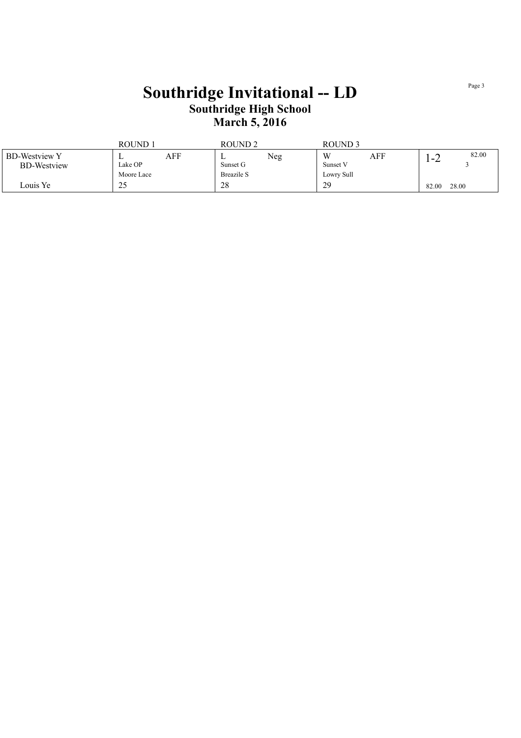# Southridge Invitational -- LD

## Southridge High School

## March 5, 2016

| | ROUND 1 | ROUND 2 | ROUND 3 | |
|---|---|---|---|---|
| BD-Westview Y<br>BD-Westview | L AFF<br>Lake OP<br>Moore Lace | L Neg<br>Sunset G<br>Breazile S | W AFF<br>Sunset V<br>Lowry Sull | 1-2 82.00<br>3 |
| Louis Ye | 25 | 28 | 29 | 82.00 28.00 |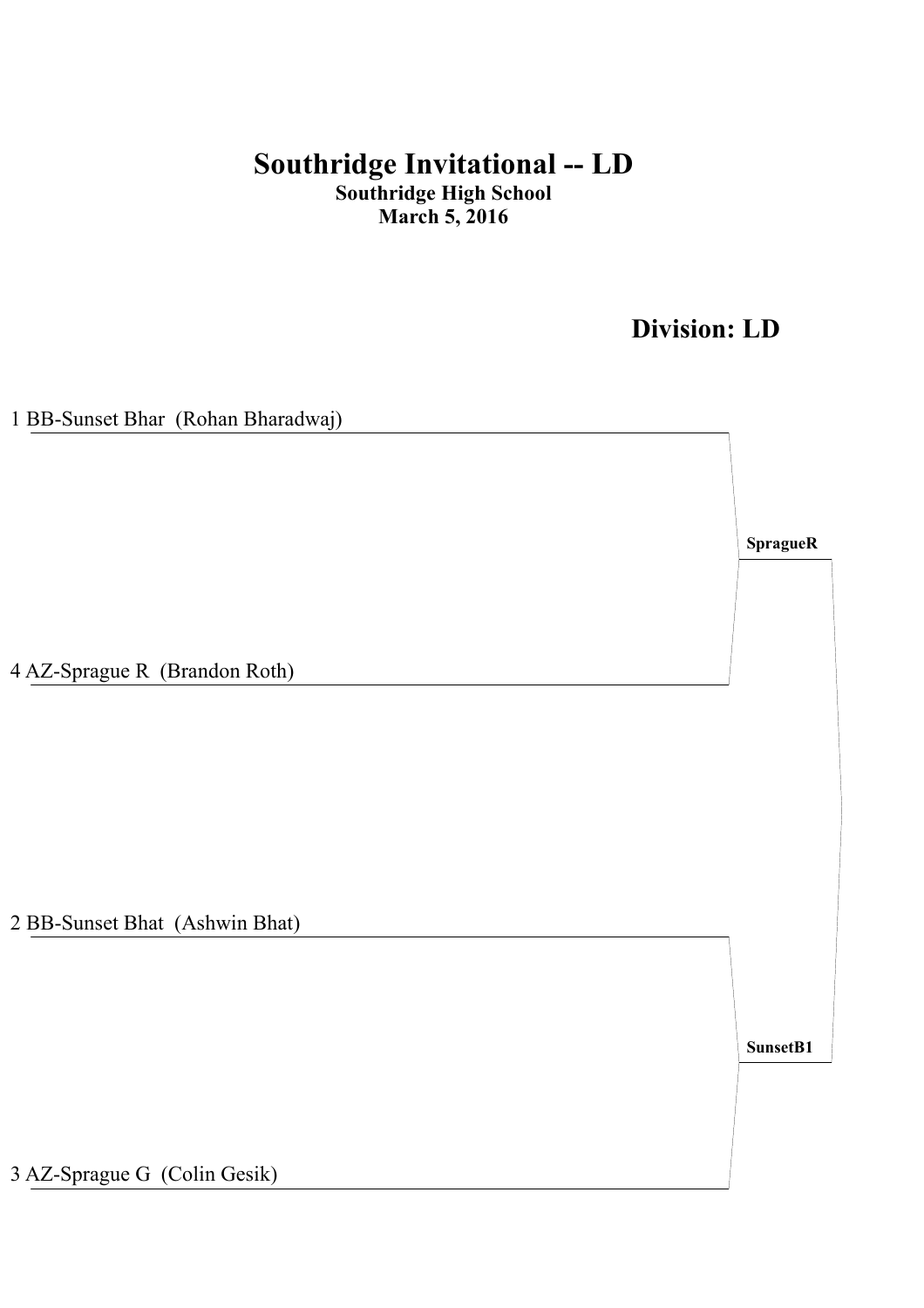# Southridge Invitational -- LD

**Southridge High School**
**March 5, 2016**

## Division: LD

1 BB-Sunset Bhar (Rohan Bharadwaj)

4 AZ-Sprague R (Brandon Roth)

**SpragueR**

2 BB-Sunset Bhat (Ashwin Bhat)

3 AZ-Sprague G (Colin Gesik)

**SunsetB1**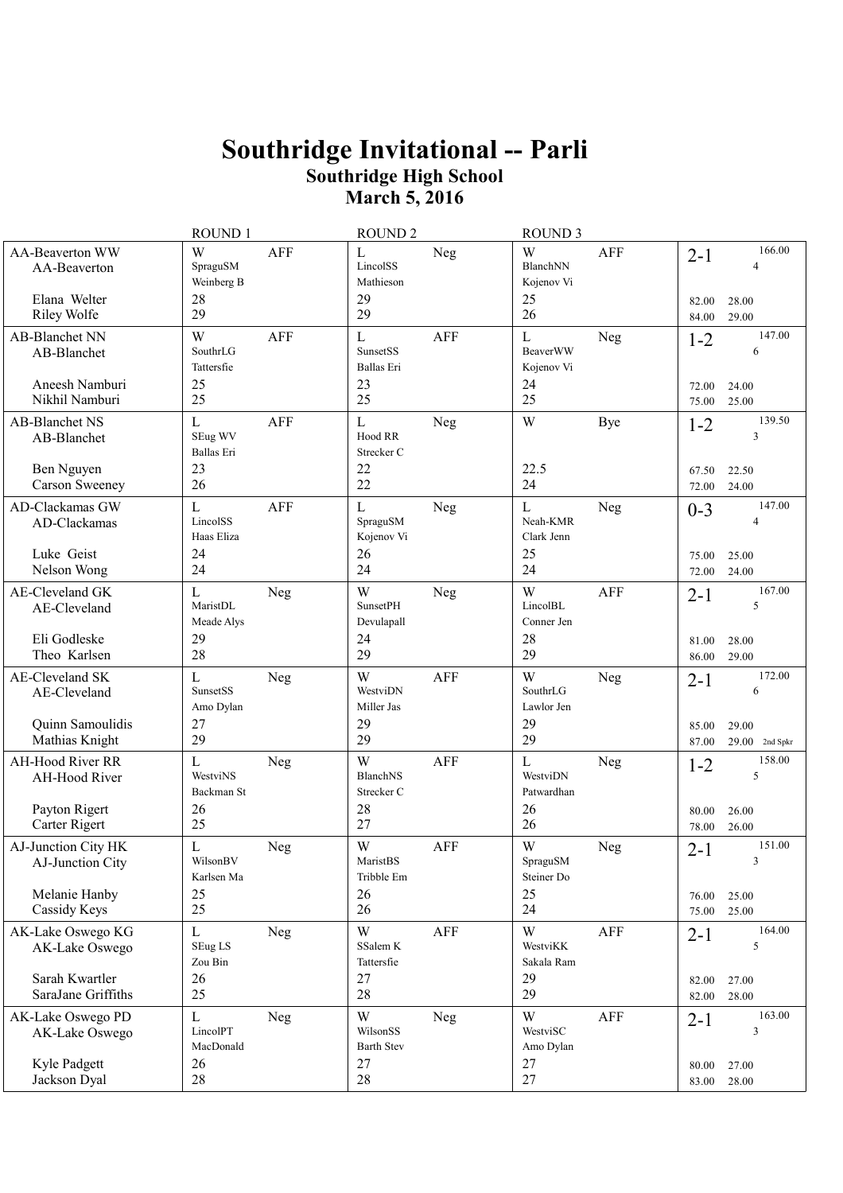# Southridge Invitational -- Parli

## Southridge High School

## March 5, 2016

| Team | ROUND 1 | | ROUND 2 | | ROUND 3 | | Record | |
|---|---|---|---|---|---|---|---|---|
| AA-Beaverton WW<br>AA-Beaverton | W<br>SpraguSM<br>Weinberg B | AFF | L<br>LincolSS<br>Mathieson | Neg | W<br>BlanchNN<br>Kojenov Vi | AFF | 2-1 | 166.00<br>4 |
| Elana Welter | 28 | | 29 | | 25 | | 82.00 | 28.00 |
| Riley Wolfe | 29 | | 29 | | 26 | | 84.00 | 29.00 |
| AB-Blanchet NN<br>AB-Blanchet | W<br>SouthrLG<br>Tattersfie | AFF | L<br>SunsetSS<br>Ballas Eri | AFF | L<br>BeaverWW<br>Kojenov Vi | Neg | 1-2 | 147.00<br>6 |
| Aneesh Namburi | 25 | | 23 | | 24 | | 72.00 | 24.00 |
| Nikhil Namburi | 25 | | 25 | | 25 | | 75.00 | 25.00 |
| AB-Blanchet NS<br>AB-Blanchet | L<br>SEug WV<br>Ballas Eri | AFF | L<br>Hood RR<br>Strecker C | Neg | W | Bye | 1-2 | 139.50<br>3 |
| Ben Nguyen | 23 | | 22 | | 22.5 | | 67.50 | 22.50 |
| Carson Sweeney | 26 | | 22 | | 24 | | 72.00 | 24.00 |
| AD-Clackamas GW<br>AD-Clackamas | L<br>LincolSS<br>Haas Eliza | AFF | L<br>SpraguSM<br>Kojenov Vi | Neg | L<br>Neah-KMR<br>Clark Jenn | Neg | 0-3 | 147.00<br>4 |
| Luke Geist | 24 | | 26 | | 25 | | 75.00 | 25.00 |
| Nelson Wong | 24 | | 24 | | 24 | | 72.00 | 24.00 |
| AE-Cleveland GK<br>AE-Cleveland | L<br>MaristDL<br>Meade Alys | Neg | W<br>SunsetPH<br>Devulapall | Neg | W<br>LincolBL<br>Conner Jen | AFF | 2-1 | 167.00<br>5 |
| Eli Godleske | 29 | | 24 | | 28 | | 81.00 | 28.00 |
| Theo Karlsen | 28 | | 29 | | 29 | | 86.00 | 29.00 |
| AE-Cleveland SK<br>AE-Cleveland | L<br>SunsetSS<br>Amo Dylan | Neg | W<br>WestviDN<br>Miller Jas | AFF | W<br>SouthrLG<br>Lawlor Jen | Neg | 2-1 | 172.00<br>6 |
| Quinn Samoulidis | 27 | | 29 | | 29 | | 85.00 | 29.00 |
| Mathias Knight | 29 | | 29 | | 29 | | 87.00 | 29.00 2nd Spkr |
| AH-Hood River RR<br>AH-Hood River | L<br>WestviNS<br>Backman St | Neg | W<br>BlanchNS<br>Strecker C | AFF | L<br>WestviDN<br>Patwardhan | Neg | 1-2 | 158.00<br>5 |
| Payton Rigert | 26 | | 28 | | 26 | | 80.00 | 26.00 |
| Carter Rigert | 25 | | 27 | | 26 | | 78.00 | 26.00 |
| AJ-Junction City HK<br>AJ-Junction City | L<br>WilsonBV<br>Karlsen Ma | Neg | W<br>MaristBS<br>Tribble Em | AFF | W<br>SpraguSM<br>Steiner Do | Neg | 2-1 | 151.00<br>3 |
| Melanie Hanby | 25 | | 26 | | 25 | | 76.00 | 25.00 |
| Cassidy Keys | 25 | | 26 | | 24 | | 75.00 | 25.00 |
| AK-Lake Oswego KG<br>AK-Lake Oswego | L<br>SEug LS<br>Zou Bin | Neg | W<br>SSalem K<br>Tattersfie | AFF | W<br>WestviKK<br>Sakala Ram | AFF | 2-1 | 164.00<br>5 |
| Sarah Kwartler | 26 | | 27 | | 29 | | 82.00 | 27.00 |
| SaraJane Griffiths | 25 | | 28 | | 29 | | 82.00 | 28.00 |
| AK-Lake Oswego PD<br>AK-Lake Oswego | L<br>LincolPT<br>MacDonald | Neg | W<br>WilsonSS<br>Barth Stev | Neg | W<br>WestviSC<br>Amo Dylan | AFF | 2-1 | 163.00<br>3 |
| Kyle Padgett | 26 | | 27 | | 27 | | 80.00 | 27.00 |
| Jackson Dyal | 28 | | 28 | | 27 | | 83.00 | 28.00 |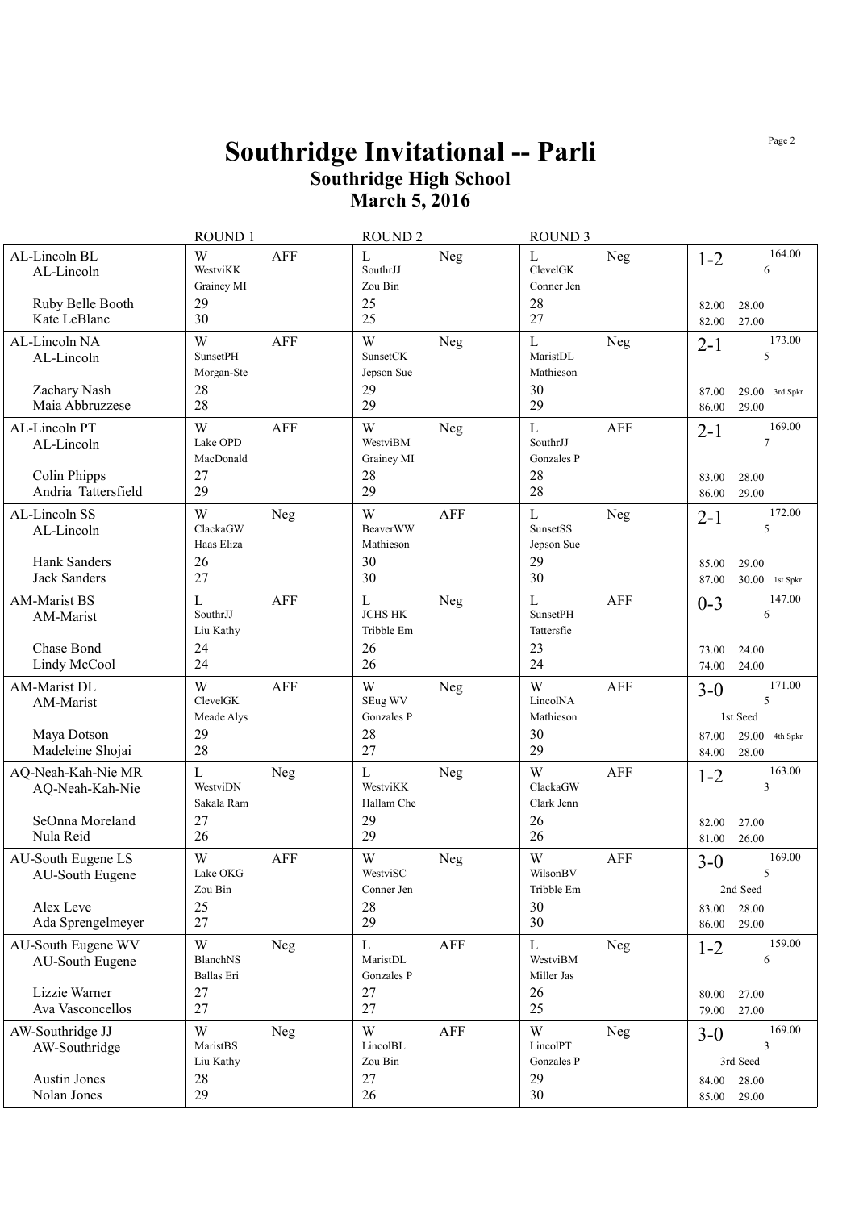# Southridge Invitational -- Parli

## Southridge High School

## March 5, 2016

| Team | ROUND 1 | | ROUND 2 | | ROUND 3 | | Record | Total |
|---|---|---|---|---|---|---|---|---|
| AL-Lincoln BL<br>AL-Lincoln | W<br>WestviKK<br>Grainey MI | AFF | L<br>SouthrJJ<br>Zou Bin | Neg | L<br>ClevelGK<br>Conner Jen | Neg | 1-2 | 164.00<br>6 |
| Ruby Belle Booth | 29 | | 25 | | 28 | | 82.00 | 28.00 |
| Kate LeBlanc | 30 | | 25 | | 27 | | 82.00 | 27.00 |
| AL-Lincoln NA<br>AL-Lincoln | W<br>SunsetPH<br>Morgan-Ste | AFF | W<br>SunsetCK<br>Jepson Sue | Neg | L<br>MaristDL<br>Mathieson | Neg | 2-1 | 173.00<br>5 |
| Zachary Nash | 28 | | 29 | | 30 | | 87.00 | 29.00 3rd Spkr |
| Maia Abbruzzese | 28 | | 29 | | 29 | | 86.00 | 29.00 |
| AL-Lincoln PT<br>AL-Lincoln | W<br>Lake OPD<br>MacDonald | AFF | W<br>WestviBM<br>Grainey MI | Neg | L<br>SouthrJJ<br>Gonzales P | AFF | 2-1 | 169.00<br>7 |
| Colin Phipps | 27 | | 28 | | 28 | | 83.00 | 28.00 |
| Andria Tattersfield | 29 | | 29 | | 28 | | 86.00 | 29.00 |
| AL-Lincoln SS<br>AL-Lincoln | W<br>ClackaGW<br>Haas Eliza | Neg | W<br>BeaverWW<br>Mathieson | AFF | L<br>SunsetSS<br>Jepson Sue | Neg | 2-1 | 172.00<br>5 |
| Hank Sanders | 26 | | 30 | | 29 | | 85.00 | 29.00 |
| Jack Sanders | 27 | | 30 | | 30 | | 87.00 | 30.00 1st Spkr |
| AM-Marist BS<br>AM-Marist | L<br>SouthrJJ<br>Liu Kathy | AFF | L<br>JCHS HK<br>Tribble Em | Neg | L<br>SunsetPH<br>Tattersfie | AFF | 0-3 | 147.00<br>6 |
| Chase Bond | 24 | | 26 | | 23 | | 73.00 | 24.00 |
| Lindy McCool | 24 | | 26 | | 24 | | 74.00 | 24.00 |
| AM-Marist DL<br>AM-Marist | W<br>ClevelGK<br>Meade Alys | AFF | W<br>SEug WV<br>Gonzales P | Neg | W<br>LincolNA<br>Mathieson | AFF | 3-0 | 171.00<br>5<br>1st Seed |
| Maya Dotson | 29 | | 28 | | 30 | | 87.00 | 29.00 4th Spkr |
| Madeleine Shojai | 28 | | 27 | | 29 | | 84.00 | 28.00 |
| AQ-Neah-Kah-Nie MR<br>AQ-Neah-Kah-Nie | L<br>WestviDN<br>Sakala Ram | Neg | L<br>WestviKK<br>Hallam Che | Neg | W<br>ClackaGW<br>Clark Jenn | AFF | 1-2 | 163.00<br>3 |
| SeOnna Moreland | 27 | | 29 | | 26 | | 82.00 | 27.00 |
| Nula Reid | 26 | | 29 | | 26 | | 81.00 | 26.00 |
| AU-South Eugene LS<br>AU-South Eugene | W<br>Lake OKG<br>Zou Bin | AFF | W<br>WestviSC<br>Conner Jen | Neg | W<br>WilsonBV<br>Tribble Em | AFF | 3-0 | 169.00<br>5<br>2nd Seed |
| Alex Leve | 25 | | 28 | | 30 | | 83.00 | 28.00 |
| Ada Sprengelmeyer | 27 | | 29 | | 30 | | 86.00 | 29.00 |
| AU-South Eugene WV<br>AU-South Eugene | W<br>BlanchNS<br>Ballas Eri | Neg | L<br>MaristDL<br>Gonzales P | AFF | L<br>WestviBM<br>Miller Jas | Neg | 1-2 | 159.00<br>6 |
| Lizzie Warner | 27 | | 27 | | 26 | | 80.00 | 27.00 |
| Ava Vasconcellos | 27 | | 27 | | 25 | | 79.00 | 27.00 |
| AW-Southridge JJ<br>AW-Southridge | W<br>MaristBS<br>Liu Kathy | Neg | W<br>LincolBL<br>Zou Bin | AFF | W<br>LincolPT<br>Gonzales P | Neg | 3-0 | 169.00<br>3<br>3rd Seed |
| Austin Jones | 28 | | 27 | | 29 | | 84.00 | 28.00 |
| Nolan Jones | 29 | | 26 | | 30 | | 85.00 | 29.00 |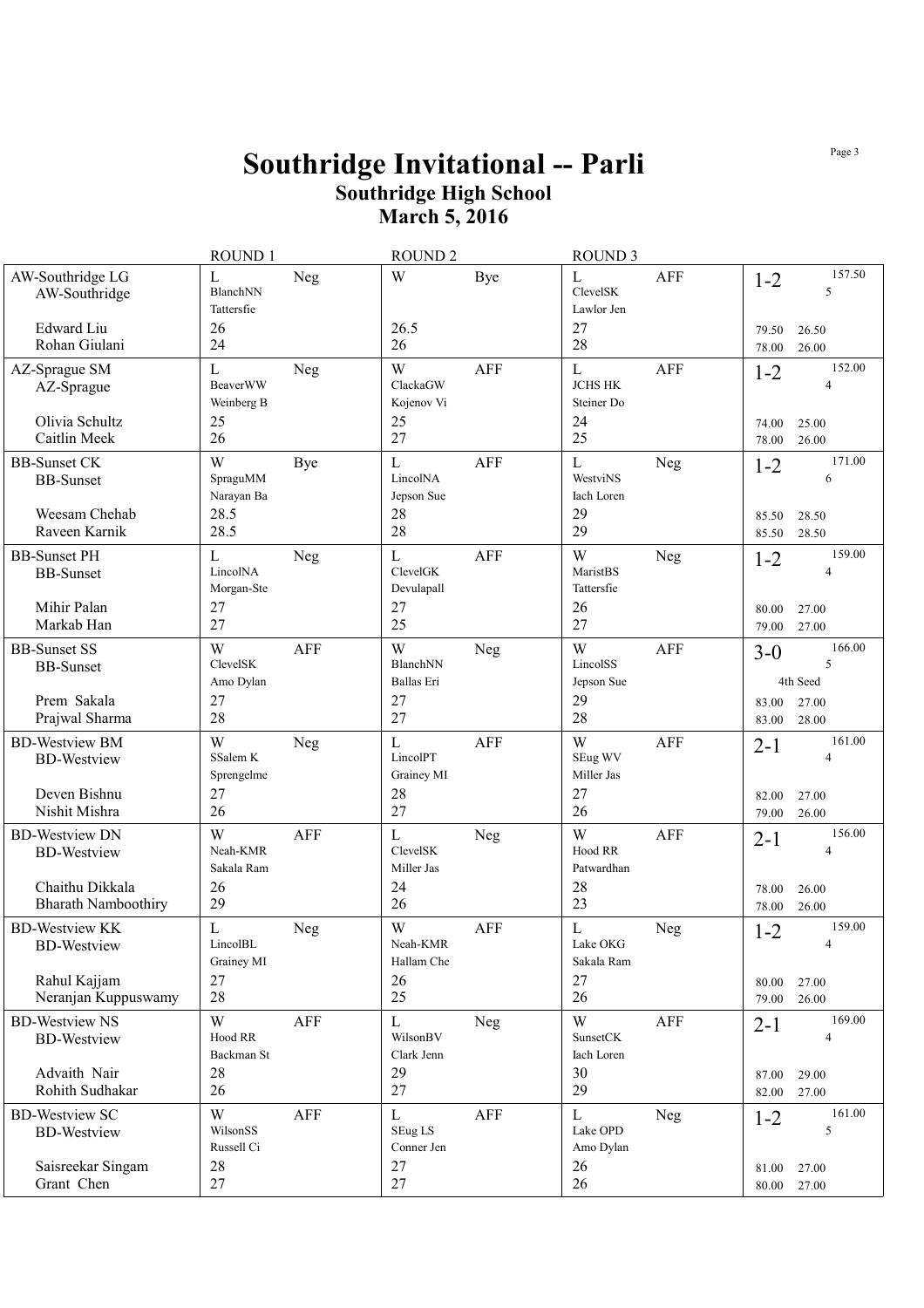# Southridge Invitational -- Parli

## Southridge High School

## March 5, 2016

| Team | ROUND 1 | ROUND 2 | ROUND 3 | Record / Totals |
|---|---|---|---|---|
| AW-Southridge LG<br>AW-Southridge<br>Edward Liu<br>Rohan Giulani | L Neg<br>BlanchNN<br>Tattersfie<br>26<br>24 | W Bye<br><br><br>26.5<br>26 | L AFF<br>ClevelSK<br>Lawlor Jen<br>27<br>28 | 1-2 157.50<br>5<br><br>79.50 26.50<br>78.00 26.00 |
| AZ-Sprague SM<br>AZ-Sprague<br>Olivia Schultz<br>Caitlin Meek | L Neg<br>BeaverWW<br>Weinberg B<br>25<br>26 | W AFF<br>ClackaGW<br>Kojenov Vi<br>25<br>27 | L AFF<br>JCHS HK<br>Steiner Do<br>24<br>25 | 1-2 152.00<br>4<br><br>74.00 25.00<br>78.00 26.00 |
| BB-Sunset CK<br>BB-Sunset<br>Weesam Chehab<br>Raveen Karnik | W Bye<br>SpraguMM<br>Narayan Ba<br>28.5<br>28.5 | L AFF<br>LincolNA<br>Jepson Sue<br>28<br>28 | L Neg<br>WestviNS<br>Iach Loren<br>29<br>29 | 1-2 171.00<br>6<br><br>85.50 28.50<br>85.50 28.50 |
| BB-Sunset PH<br>BB-Sunset<br>Mihir Palan<br>Markab Han | L Neg<br>LincolNA<br>Morgan-Ste<br>27<br>27 | L AFF<br>ClevelGK<br>Devulapall<br>27<br>25 | W Neg<br>MaristBS<br>Tattersfie<br>26<br>27 | 1-2 159.00<br>4<br><br>80.00 27.00<br>79.00 27.00 |
| BB-Sunset SS<br>BB-Sunset<br>Prem Sakala<br>Prajwal Sharma | W AFF<br>ClevelSK<br>Amo Dylan<br>27<br>28 | W Neg<br>BlanchNN<br>Ballas Eri<br>27<br>27 | W AFF<br>LincolSS<br>Jepson Sue<br>29<br>28 | 3-0 166.00<br>5<br>4th Seed<br>83.00 27.00<br>83.00 28.00 |
| BD-Westview BM<br>BD-Westview<br>Deven Bishnu<br>Nishit Mishra | W Neg<br>SSalem K<br>Sprengelme<br>27<br>26 | L AFF<br>LincolPT<br>Grainey MI<br>28<br>27 | W AFF<br>SEug WV<br>Miller Jas<br>27<br>26 | 2-1 161.00<br>4<br><br>82.00 27.00<br>79.00 26.00 |
| BD-Westview DN<br>BD-Westview<br>Chaithu Dikkala<br>Bharath Namboothiry | W AFF<br>Neah-KMR<br>Sakala Ram<br>26<br>29 | L Neg<br>ClevelSK<br>Miller Jas<br>24<br>26 | W AFF<br>Hood RR<br>Patwardhan<br>28<br>23 | 2-1 156.00<br>4<br><br>78.00 26.00<br>78.00 26.00 |
| BD-Westview KK<br>BD-Westview<br>Rahul Kajjam<br>Neranjan Kuppuswamy | L Neg<br>LincolBL<br>Grainey MI<br>27<br>28 | W AFF<br>Neah-KMR<br>Hallam Che<br>26<br>25 | L Neg<br>Lake OKG<br>Sakala Ram<br>27<br>26 | 1-2 159.00<br>4<br><br>80.00 27.00<br>79.00 26.00 |
| BD-Westview NS<br>BD-Westview<br>Advaith Nair<br>Rohith Sudhakar | W AFF<br>Hood RR<br>Backman St<br>28<br>26 | L Neg<br>WilsonBV<br>Clark Jenn<br>29<br>27 | W AFF<br>SunsetCK<br>Iach Loren<br>30<br>29 | 2-1 169.00<br>4<br><br>87.00 29.00<br>82.00 27.00 |
| BD-Westview SC<br>BD-Westview<br>Saisreekar Singam<br>Grant Chen | W AFF<br>WilsonSS<br>Russell Ci<br>28<br>27 | L AFF<br>SEug LS<br>Conner Jen<br>27<br>27 | L Neg<br>Lake OPD<br>Amo Dylan<br>26<br>26 | 1-2 161.00<br>5<br><br>81.00 27.00<br>80.00 27.00 |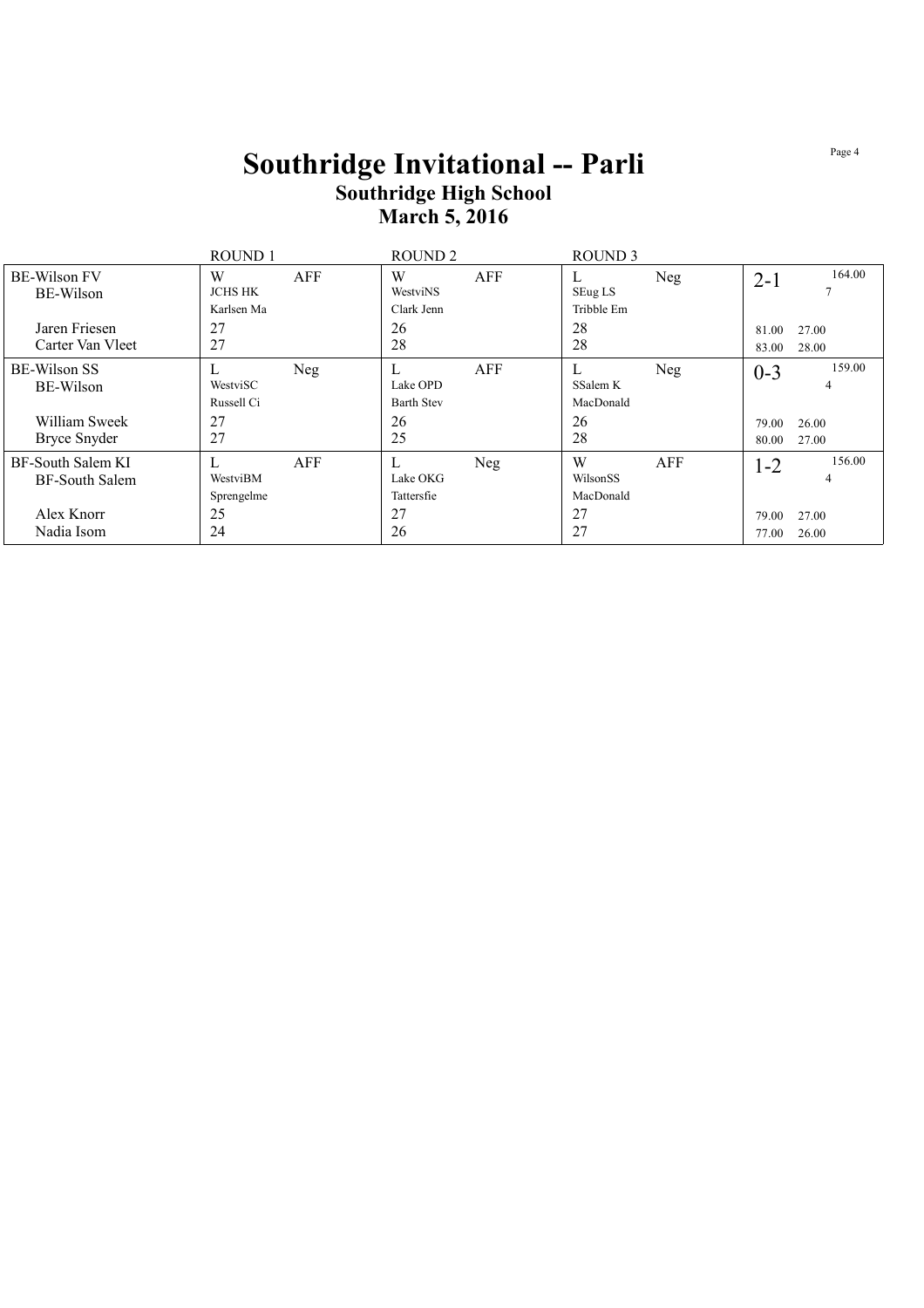# Southridge Invitational -- Parli

## Southridge High School

## March 5, 2016

| | ROUND 1 | | ROUND 2 | | ROUND 3 | | | |
|---|---|---|---|---|---|---|---|---|
| BE-Wilson FV<br>BE-Wilson | W<br>JCHS HK<br>Karlsen Ma | AFF | W<br>WestviNS<br>Clark Jenn | AFF | L<br>SEug LS<br>Tribble Em | Neg | 2-1 | 164.00<br>7 |
| Jaren Friesen | 27 | | 26 | | 28 | | 81.00 | 27.00 |
| Carter Van Vleet | 27 | | 28 | | 28 | | 83.00 | 28.00 |
| BE-Wilson SS<br>BE-Wilson | L<br>WestviSC<br>Russell Ci | Neg | L<br>Lake OPD<br>Barth Stev | AFF | L<br>SSalem K<br>MacDonald | Neg | 0-3 | 159.00<br>4 |
| William Sweek | 27 | | 26 | | 26 | | 79.00 | 26.00 |
| Bryce Snyder | 27 | | 25 | | 28 | | 80.00 | 27.00 |
| BF-South Salem KI<br>BF-South Salem | L<br>WestviBM<br>Sprengelme | AFF | L<br>Lake OKG<br>Tattersfie | Neg | W<br>WilsonSS<br>MacDonald | AFF | 1-2 | 156.00<br>4 |
| Alex Knorr | 25 | | 27 | | 27 | | 79.00 | 27.00 |
| Nadia Isom | 24 | | 26 | | 27 | | 77.00 | 26.00 |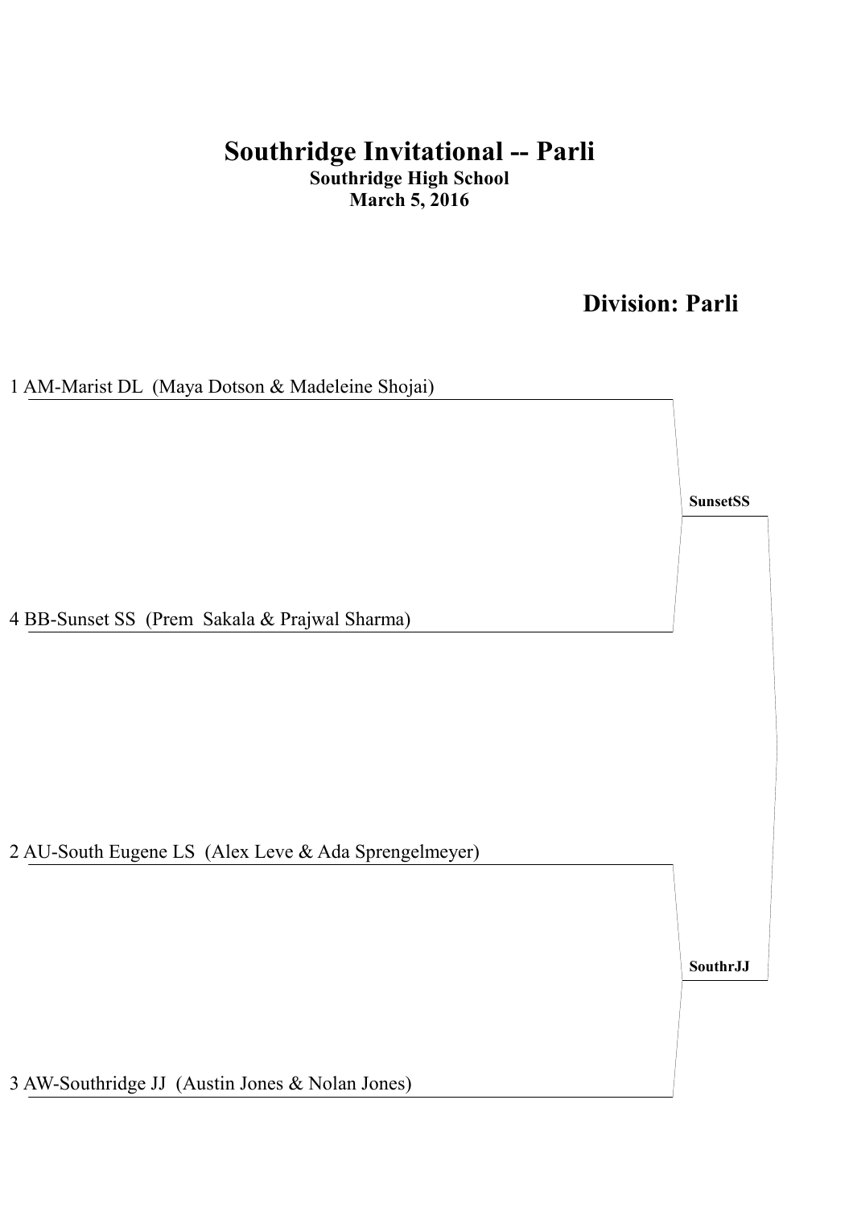# Southridge Invitational -- Parli

**Southridge High School**
**March 5, 2016**

## Division: Parli

1 AM-Marist DL (Maya Dotson & Madeleine Shojai)

**SunsetSS**

4 BB-Sunset SS (Prem Sakala & Prajwal Sharma)

2 AU-South Eugene LS (Alex Leve & Ada Sprengelmeyer)

**SouthrJJ**

3 AW-Southridge JJ (Austin Jones & Nolan Jones)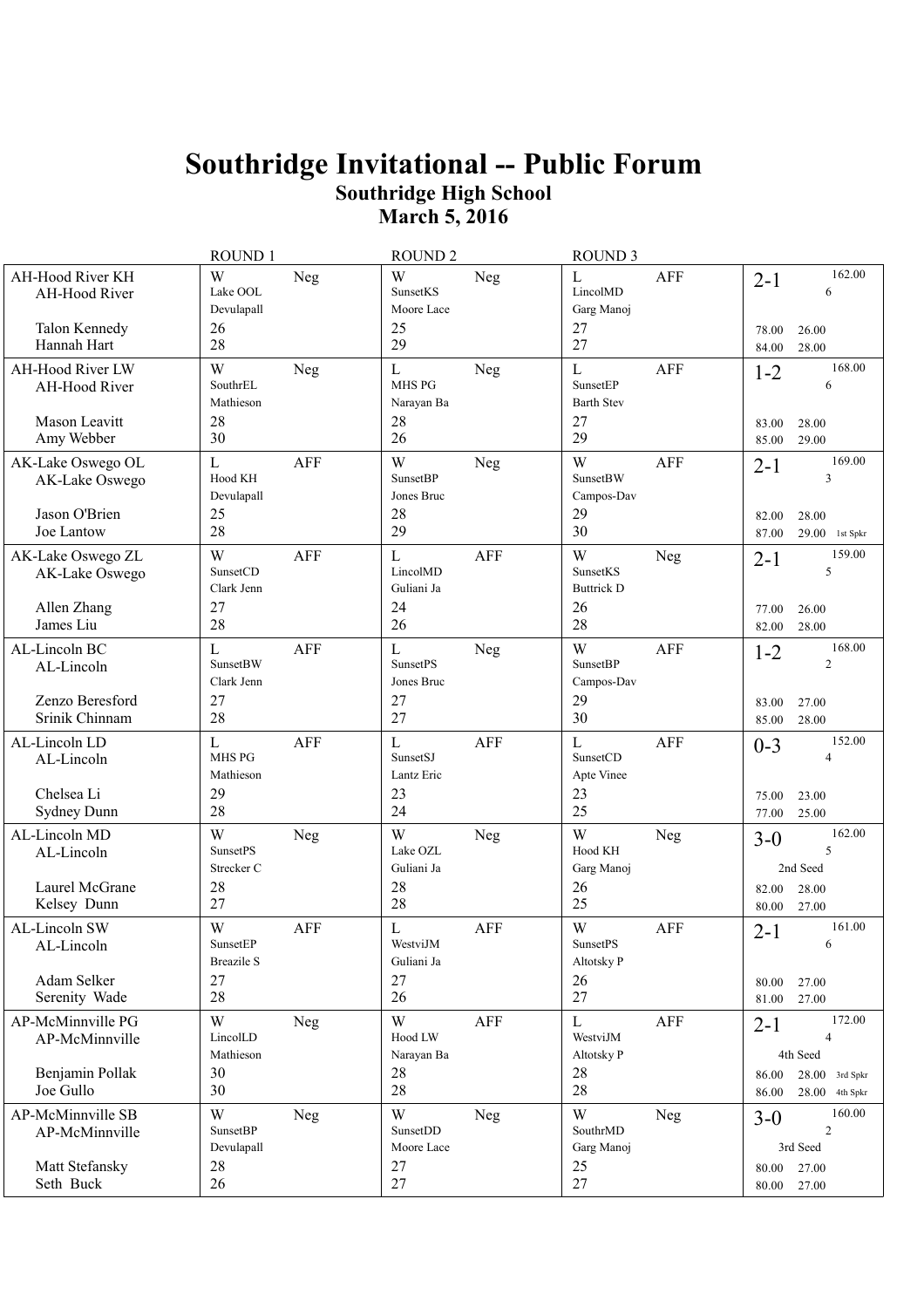# Southridge Invitational -- Public Forum

## Southridge High School

## March 5, 2016

| Team | ROUND 1 | | ROUND 2 | | ROUND 3 | | Record | Totals |
|---|---|---|---|---|---|---|---|---|
| AH-Hood River KH<br>AH-Hood River | W<br>Lake OOL<br>Devulapall | Neg | W<br>SunsetKS<br>Moore Lace | Neg | L<br>LincolMD<br>Garg Manoj | AFF | 2-1 | 162.00<br>6 |
| Talon Kennedy | 26 | | 25 | | 27 | | 78.00 | 26.00 |
| Hannah Hart | 28 | | 29 | | 27 | | 84.00 | 28.00 |
| AH-Hood River LW<br>AH-Hood River | W<br>SouthrEL<br>Mathieson | Neg | L<br>MHS PG<br>Narayan Ba | Neg | L<br>SunsetEP<br>Barth Stev | AFF | 1-2 | 168.00<br>6 |
| Mason Leavitt | 28 | | 28 | | 27 | | 83.00 | 28.00 |
| Amy Webber | 30 | | 26 | | 29 | | 85.00 | 29.00 |
| AK-Lake Oswego OL<br>AK-Lake Oswego | L<br>Hood KH<br>Devulapall | AFF | W<br>SunsetBP<br>Jones Bruc | Neg | W<br>SunsetBW<br>Campos-Dav | AFF | 2-1 | 169.00<br>3 |
| Jason O'Brien | 25 | | 28 | | 29 | | 82.00 | 28.00 |
| Joe Lantow | 28 | | 29 | | 30 | | 87.00 | 29.00 1st Spkr |
| AK-Lake Oswego ZL<br>AK-Lake Oswego | W<br>SunsetCD<br>Clark Jenn | AFF | L<br>LincolMD<br>Guliani Ja | AFF | W<br>SunsetKS<br>Buttrick D | Neg | 2-1 | 159.00<br>5 |
| Allen Zhang | 27 | | 24 | | 26 | | 77.00 | 26.00 |
| James Liu | 28 | | 26 | | 28 | | 82.00 | 28.00 |
| AL-Lincoln BC<br>AL-Lincoln | L<br>SunsetBW<br>Clark Jenn | AFF | L<br>SunsetPS<br>Jones Bruc | Neg | W<br>SunsetBP<br>Campos-Dav | AFF | 1-2 | 168.00<br>2 |
| Zenzo Beresford | 27 | | 27 | | 29 | | 83.00 | 27.00 |
| Srinik Chinnam | 28 | | 27 | | 30 | | 85.00 | 28.00 |
| AL-Lincoln LD<br>AL-Lincoln | L<br>MHS PG<br>Mathieson | AFF | L<br>SunsetSJ<br>Lantz Eric | AFF | L<br>SunsetCD<br>Apte Vinee | AFF | 0-3 | 152.00<br>4 |
| Chelsea Li | 29 | | 23 | | 23 | | 75.00 | 23.00 |
| Sydney Dunn | 28 | | 24 | | 25 | | 77.00 | 25.00 |
| AL-Lincoln MD<br>AL-Lincoln | W<br>SunsetPS<br>Strecker C | Neg | W<br>Lake OZL<br>Guliani Ja | Neg | W<br>Hood KH<br>Garg Manoj | Neg | 3-0 | 162.00<br>5<br>2nd Seed |
| Laurel McGrane | 28 | | 28 | | 26 | | 82.00 | 28.00 |
| Kelsey Dunn | 27 | | 28 | | 25 | | 80.00 | 27.00 |
| AL-Lincoln SW<br>AL-Lincoln | W<br>SunsetEP<br>Breazile S | AFF | L<br>WestviJM<br>Guliani Ja | AFF | W<br>SunsetPS<br>Altotsky P | AFF | 2-1 | 161.00<br>6 |
| Adam Selker | 27 | | 27 | | 26 | | 80.00 | 27.00 |
| Serenity Wade | 28 | | 26 | | 27 | | 81.00 | 27.00 |
| AP-McMinnville PG<br>AP-McMinnville | W<br>LincolLD<br>Mathieson | Neg | W<br>Hood LW<br>Narayan Ba | AFF | L<br>WestviJM<br>Altotsky P | AFF | 2-1 | 172.00<br>4<br>4th Seed |
| Benjamin Pollak | 30 | | 28 | | 28 | | 86.00 | 28.00 3rd Spkr |
| Joe Gullo | 30 | | 28 | | 28 | | 86.00 | 28.00 4th Spkr |
| AP-McMinnville SB<br>AP-McMinnville | W<br>SunsetBP<br>Devulapall | Neg | W<br>SunsetDD<br>Moore Lace | Neg | W<br>SouthrMD<br>Garg Manoj | Neg | 3-0 | 160.00<br>2<br>3rd Seed |
| Matt Stefansky | 28 | | 27 | | 25 | | 80.00 | 27.00 |
| Seth Buck | 26 | | 27 | | 27 | | 80.00 | 27.00 |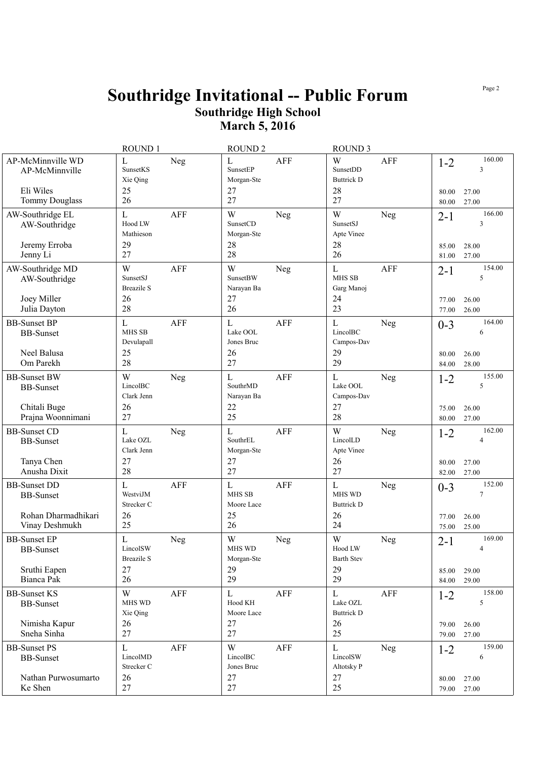# Southridge Invitational -- Public Forum

## Southridge High School

## March 5, 2016

| | ROUND 1 | ROUND 2 | ROUND 3 | |
|---|---|---|---|---|
| AP-McMinnville WD<br>AP-McMinnville<br><br>Eli Wiles<br>Tommy Douglass | L Neg<br>SunsetKS<br>Xie Qing<br>25<br>26 | L AFF<br>SunsetEP<br>Morgan-Ste<br>27<br>27 | W AFF<br>SunsetDD<br>Buttrick D<br>28<br>27 | 1-2 160.00<br>3<br><br>80.00 27.00<br>80.00 27.00 |
| AW-Southridge EL<br>AW-Southridge<br><br>Jeremy Erroba<br>Jenny Li | L AFF<br>Hood LW<br>Mathieson<br>29<br>27 | W Neg<br>SunsetCD<br>Morgan-Ste<br>28<br>28 | W Neg<br>SunsetSJ<br>Apte Vinee<br>28<br>26 | 2-1 166.00<br>3<br><br>85.00 28.00<br>81.00 27.00 |
| AW-Southridge MD<br>AW-Southridge<br><br>Joey Miller<br>Julia Dayton | W AFF<br>SunsetSJ<br>Breazile S<br>26<br>28 | W Neg<br>SunsetBW<br>Narayan Ba<br>27<br>26 | L AFF<br>MHS SB<br>Garg Manoj<br>24<br>23 | 2-1 154.00<br>5<br><br>77.00 26.00<br>77.00 26.00 |
| BB-Sunset BP<br>BB-Sunset<br><br>Neel Balusa<br>Om Parekh | L AFF<br>MHS SB<br>Devulapall<br>25<br>28 | L AFF<br>Lake OOL<br>Jones Bruc<br>26<br>27 | L Neg<br>LincolBC<br>Campos-Dav<br>29<br>29 | 0-3 164.00<br>6<br><br>80.00 26.00<br>84.00 28.00 |
| BB-Sunset BW<br>BB-Sunset<br><br>Chitali Buge<br>Prajna Woonnimani | W Neg<br>LincolBC<br>Clark Jenn<br>26<br>27 | L AFF<br>SouthrMD<br>Narayan Ba<br>22<br>25 | L Neg<br>Lake OOL<br>Campos-Dav<br>27<br>28 | 1-2 155.00<br>5<br><br>75.00 26.00<br>80.00 27.00 |
| BB-Sunset CD<br>BB-Sunset<br><br>Tanya Chen<br>Anusha Dixit | L Neg<br>Lake OZL<br>Clark Jenn<br>27<br>28 | L AFF<br>SouthrEL<br>Morgan-Ste<br>27<br>27 | W Neg<br>LincolLD<br>Apte Vinee<br>26<br>27 | 1-2 162.00<br>4<br><br>80.00 27.00<br>82.00 27.00 |
| BB-Sunset DD<br>BB-Sunset<br><br>Rohan Dharmadhikari<br>Vinay Deshmukh | L AFF<br>WestviJM<br>Strecker C<br>26<br>25 | L AFF<br>MHS SB<br>Moore Lace<br>25<br>26 | L Neg<br>MHS WD<br>Buttrick D<br>26<br>24 | 0-3 152.00<br>7<br><br>77.00 26.00<br>75.00 25.00 |
| BB-Sunset EP<br>BB-Sunset<br><br>Sruthi Eapen<br>Bianca Pak | L Neg<br>LincolSW<br>Breazile S<br>27<br>26 | W Neg<br>MHS WD<br>Morgan-Ste<br>29<br>29 | W Neg<br>Hood LW<br>Barth Stev<br>29<br>29 | 2-1 169.00<br>4<br><br>85.00 29.00<br>84.00 29.00 |
| BB-Sunset KS<br>BB-Sunset<br><br>Nimisha Kapur<br>Sneha Sinha | W AFF<br>MHS WD<br>Xie Qing<br>26<br>27 | L AFF<br>Hood KH<br>Moore Lace<br>27<br>27 | L AFF<br>Lake OZL<br>Buttrick D<br>26<br>25 | 1-2 158.00<br>5<br><br>79.00 26.00<br>79.00 27.00 |
| BB-Sunset PS<br>BB-Sunset<br><br>Nathan Purwosumarto<br>Ke Shen | L AFF<br>LincolMD<br>Strecker C<br>26<br>27 | W AFF<br>LincolBC<br>Jones Bruc<br>27<br>27 | L Neg<br>LincolSW<br>Altotsky P<br>27<br>25 | 1-2 159.00<br>6<br><br>80.00 27.00<br>79.00 27.00 |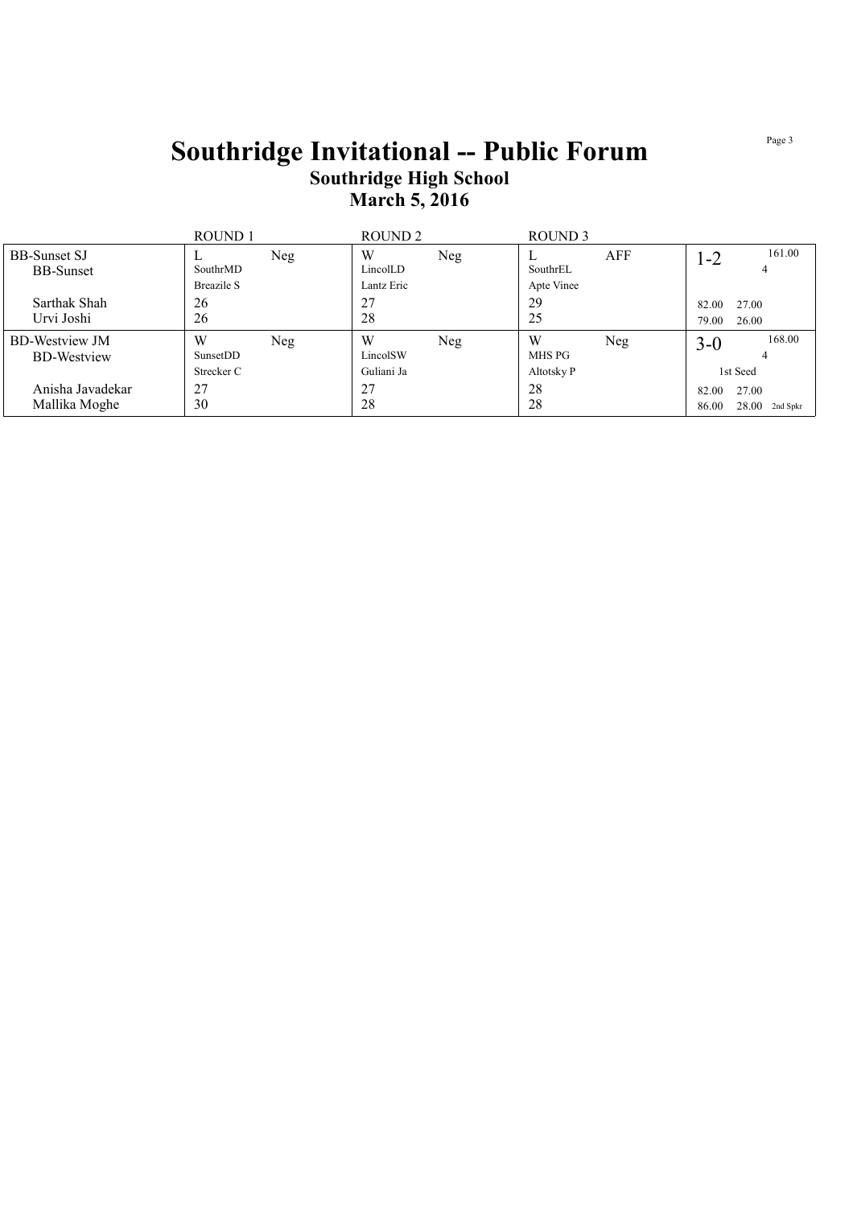# Southridge Invitational -- Public Forum

## Southridge High School

## March 5, 2016

| | ROUND 1 | | ROUND 2 | | ROUND 3 | | |
|---|---|---|---|---|---|---|---|
| BB-Sunset SJ<br>BB-Sunset | L<br>SouthrMD<br>Breazile S | Neg | W<br>LincolLD<br>Lantz Eric | Neg | L<br>SouthrEL<br>Apte Vinee | AFF | 1-2 161.00<br>4 |
| Sarthak Shah<br>Urvi Joshi | 26<br>26 | | 27<br>28 | | 29<br>25 | | 82.00 27.00<br>79.00 26.00 |
| BD-Westview JM<br>BD-Westview | W<br>SunsetDD<br>Strecker C | Neg | W<br>LincolSW<br>Guliani Ja | Neg | W<br>MHS PG<br>Altotsky P | Neg | 3-0 168.00<br>4<br>1st Seed |
| Anisha Javadekar<br>Mallika Moghe | 27<br>30 | | 27<br>28 | | 28<br>28 | | 82.00 27.00<br>86.00 28.00 2nd Spkr |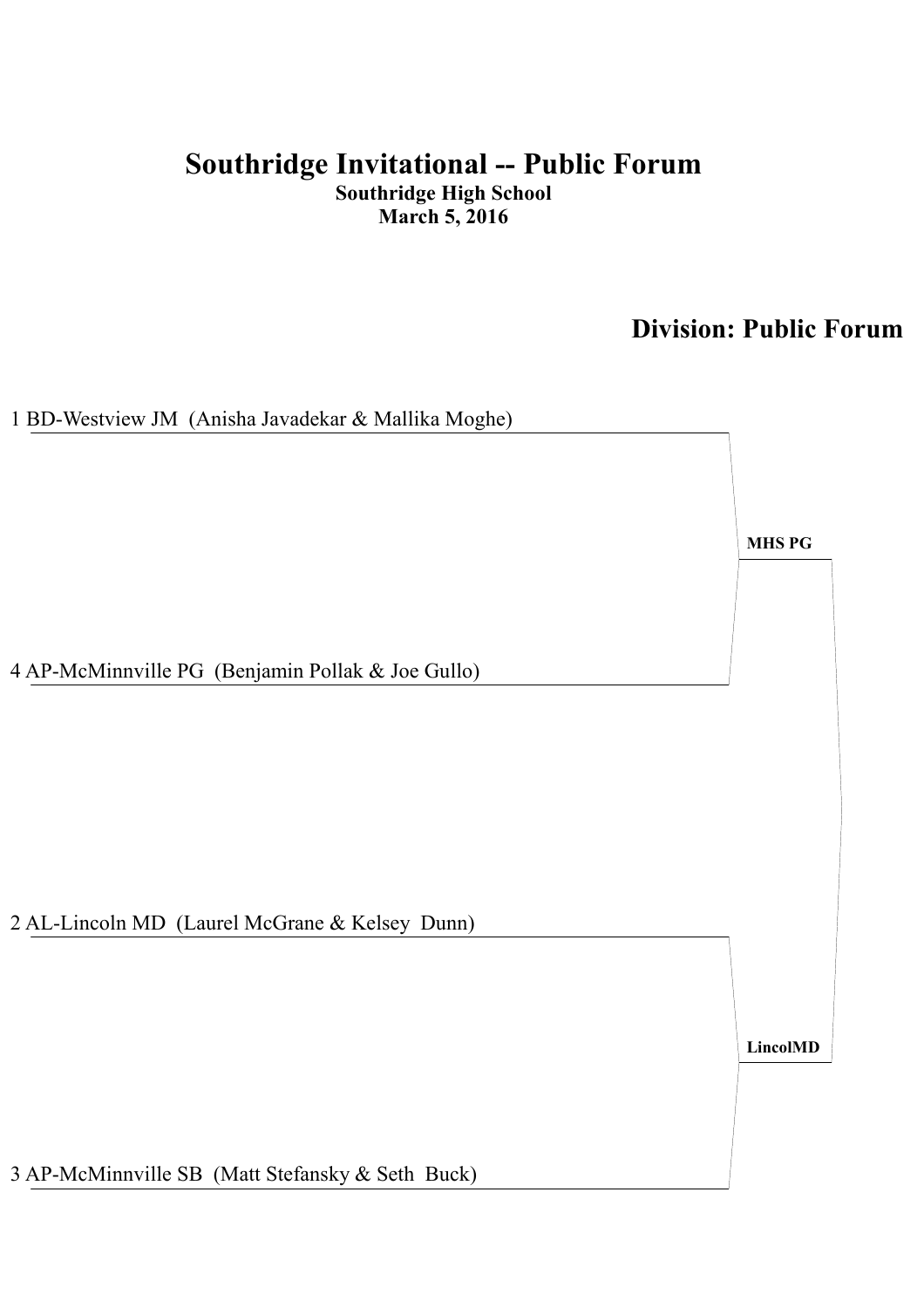# Southridge Invitational -- Public Forum

**Southridge High School**
**March 5, 2016**

## Division: Public Forum

1 BD-Westview JM (Anisha Javadekar & Mallika Moghe)

4 AP-McMinnville PG (Benjamin Pollak & Joe Gullo)

**MHS PG**

2 AL-Lincoln MD (Laurel McGrane & Kelsey Dunn)

3 AP-McMinnville SB (Matt Stefansky & Seth Buck)

**LincolMD**